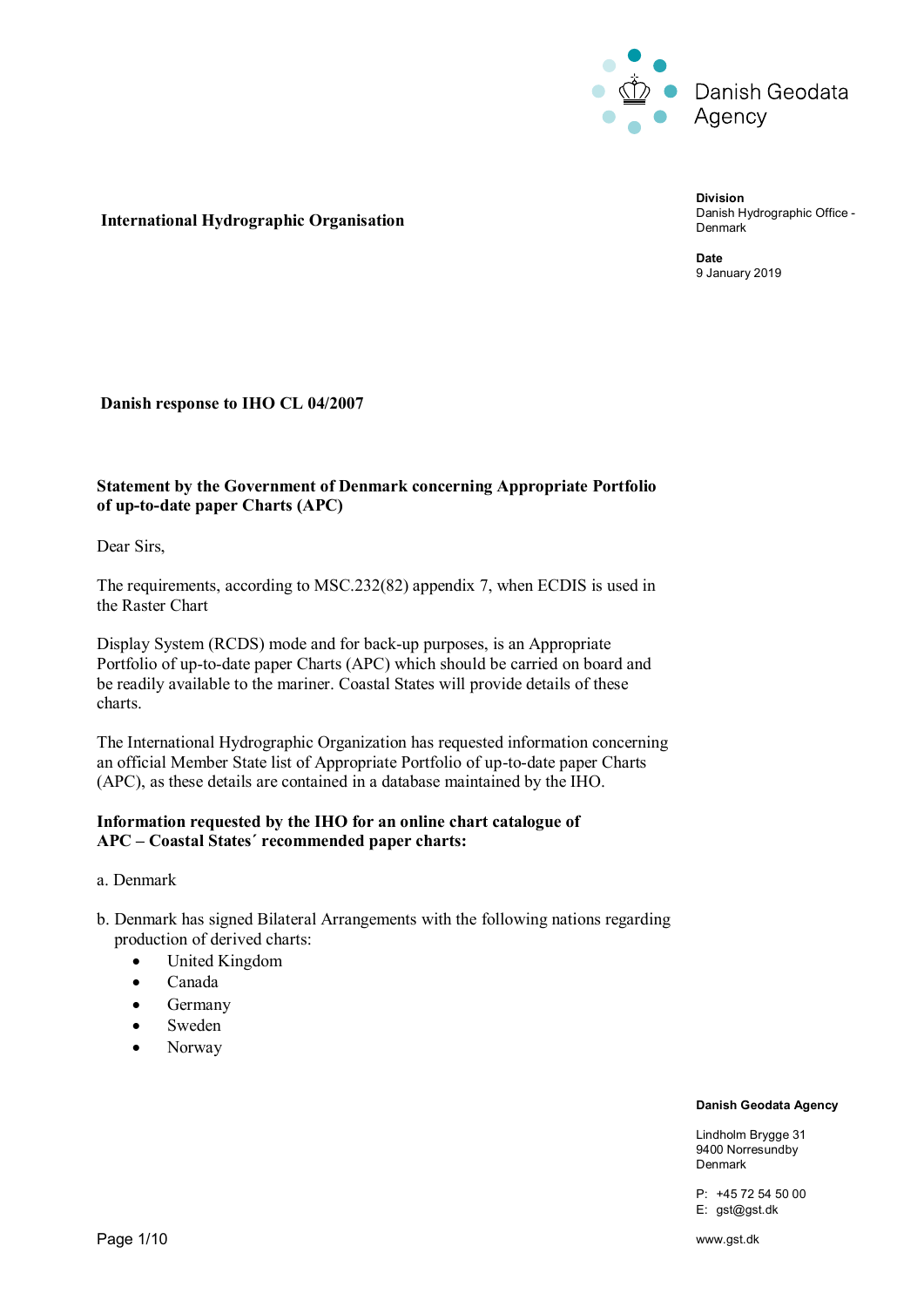Danish Geodata Agency

**International Hydrographic Organisation**

**Division**
Danish Hydrographic Office - Denmark

**Date**
9 January 2019

**Danish response to IHO CL 04/2007**

**Statement by the Government of Denmark concerning Appropriate Portfolio of up-to-date paper Charts (APC)**

Dear Sirs,

The requirements, according to MSC.232(82) appendix 7, when ECDIS is used in the Raster Chart

Display System (RCDS) mode and for back-up purposes, is an Appropriate Portfolio of up-to-date paper Charts (APC) which should be carried on board and be readily available to the mariner. Coastal States will provide details of these charts.

The International Hydrographic Organization has requested information concerning an official Member State list of Appropriate Portfolio of up-to-date paper Charts (APC), as these details are contained in a database maintained by the IHO.

**Information requested by the IHO for an online chart catalogue of APC – Coastal States´ recommended paper charts:**

a. Denmark

b. Denmark has signed Bilateral Arrangements with the following nations regarding production of derived charts:

- United Kingdom
- Canada
- Germany
- Sweden
- Norway

**Danish Geodata Agency**

Lindholm Brygge 31
9400 Norresundby
Denmark

P: +45 72 54 50 00
E: gst@gst.dk

www.gst.dk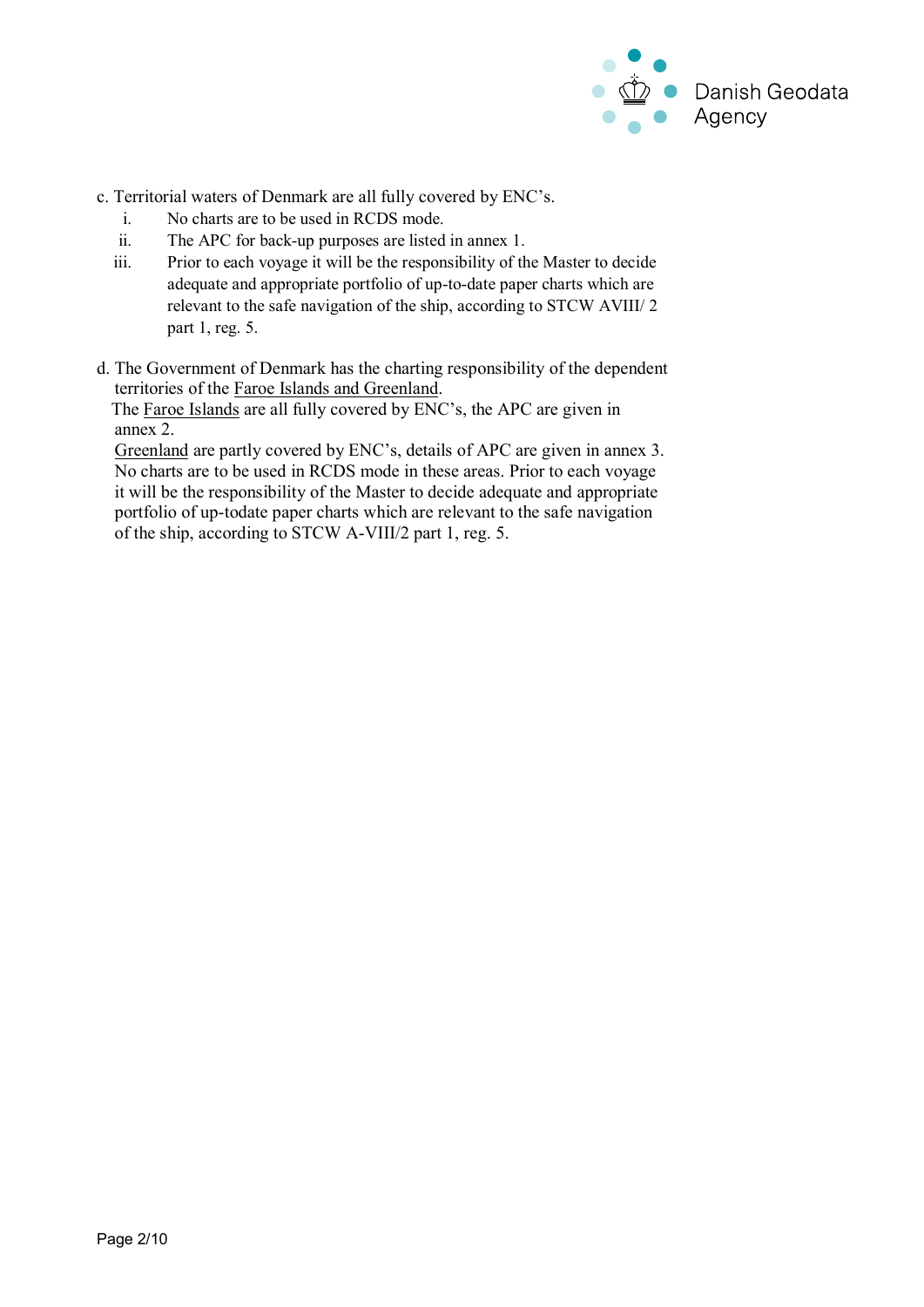c. Territorial waters of Denmark are all fully covered by ENC’s.

   i. No charts are to be used in RCDS mode.
   ii. The APC for back-up purposes are listed in annex 1.
   iii. Prior to each voyage it will be the responsibility of the Master to decide adequate and appropriate portfolio of up-to-date paper charts which are relevant to the safe navigation of the ship, according to STCW AVIII/ 2 part 1, reg. 5.

d. The Government of Denmark has the charting responsibility of the dependent territories of the <u>Faroe Islands and Greenland</u>.
The <u>Faroe Islands</u> are all fully covered by ENC’s, the APC are given in annex 2.
<u>Greenland</u> are partly covered by ENC’s, details of APC are given in annex 3. No charts are to be used in RCDS mode in these areas. Prior to each voyage it will be the responsibility of the Master to decide adequate and appropriate portfolio of up-todate paper charts which are relevant to the safe navigation of the ship, according to STCW A-VIII/2 part 1, reg. 5.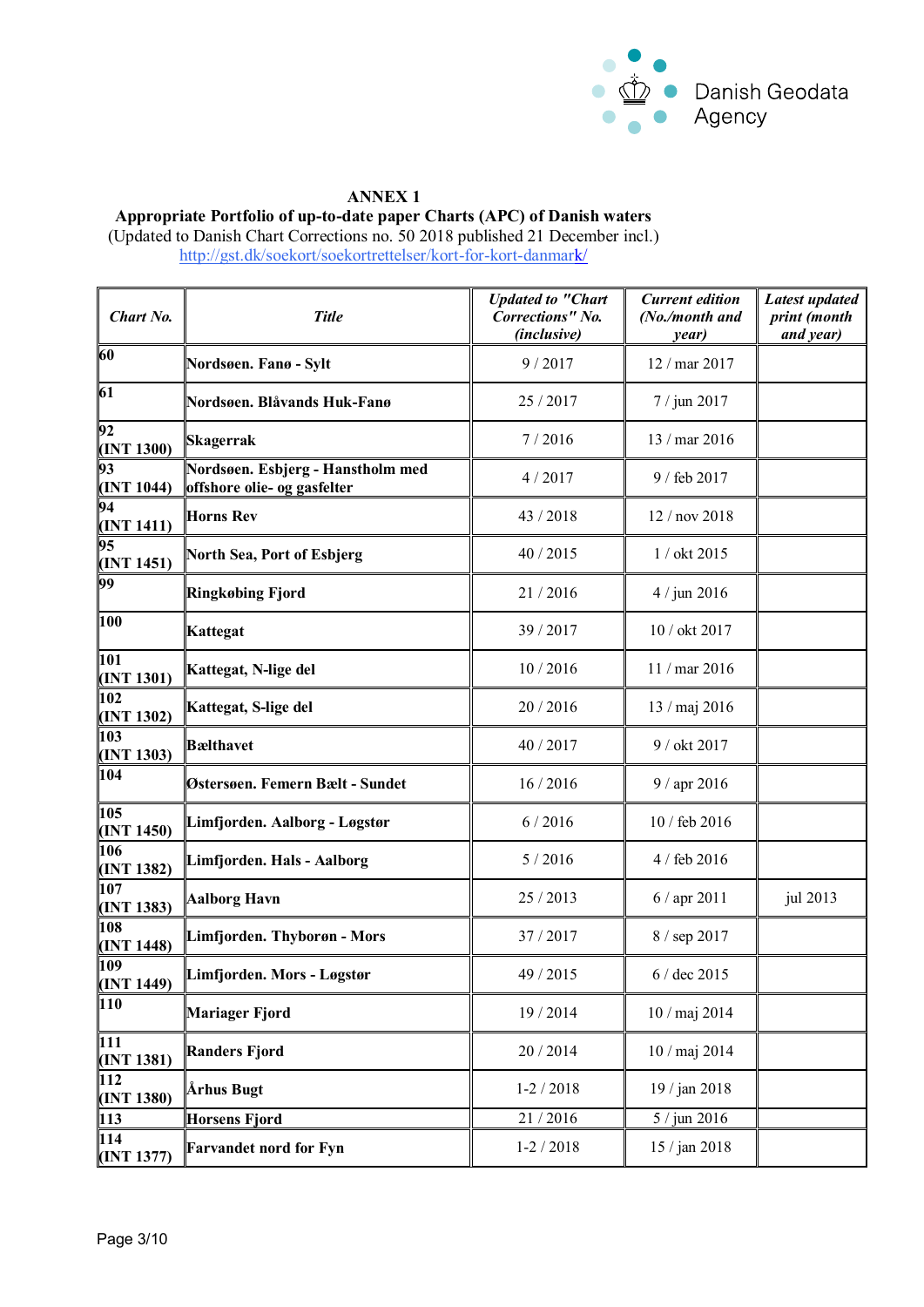Danish Geodata Agency

**ANNEX 1**

**Appropriate Portfolio of up-to-date paper Charts (APC) of Danish waters**

(Updated to Danish Chart Corrections no. 50 2018 published 21 December incl.)

http://gst.dk/soekort/soekortrettelser/kort-for-kort-danmark/

| *Chart No.* | *Title* | *Updated to "Chart Corrections" No. (inclusive)* | *Current edition (No./month and year)* | *Latest updated print (month and year)* |
|---|---|---|---|---|
| **60** | **Nordsøen. Fanø - Sylt** | 9 / 2017 | 12 / mar 2017 | |
| **61** | **Nordsøen. Blåvands Huk-Fanø** | 25 / 2017 | 7 / jun 2017 | |
| **92 (INT 1300)** | **Skagerrak** | 7 / 2016 | 13 / mar 2016 | |
| **93 (INT 1044)** | **Nordsøen. Esbjerg - Hanstholm med offshore olie- og gasfelter** | 4 / 2017 | 9 / feb 2017 | |
| **94 (INT 1411)** | **Horns Rev** | 43 / 2018 | 12 / nov 2018 | |
| **95 (INT 1451)** | **North Sea, Port of Esbjerg** | 40 / 2015 | 1 / okt 2015 | |
| **99** | **Ringkøbing Fjord** | 21 / 2016 | 4 / jun 2016 | |
| **100** | **Kattegat** | 39 / 2017 | 10 / okt 2017 | |
| **101 (INT 1301)** | **Kattegat, N-lige del** | 10 / 2016 | 11 / mar 2016 | |
| **102 (INT 1302)** | **Kattegat, S-lige del** | 20 / 2016 | 13 / maj 2016 | |
| **103 (INT 1303)** | **Bælthavet** | 40 / 2017 | 9 / okt 2017 | |
| **104** | **Østersøen. Femern Bælt - Sundet** | 16 / 2016 | 9 / apr 2016 | |
| **105 (INT 1450)** | **Limfjorden. Aalborg - Løgstør** | 6 / 2016 | 10 / feb 2016 | |
| **106 (INT 1382)** | **Limfjorden. Hals - Aalborg** | 5 / 2016 | 4 / feb 2016 | |
| **107 (INT 1383)** | **Aalborg Havn** | 25 / 2013 | 6 / apr 2011 | jul 2013 |
| **108 (INT 1448)** | **Limfjorden. Thyborøn - Mors** | 37 / 2017 | 8 / sep 2017 | |
| **109 (INT 1449)** | **Limfjorden. Mors - Løgstør** | 49 / 2015 | 6 / dec 2015 | |
| **110** | **Mariager Fjord** | 19 / 2014 | 10 / maj 2014 | |
| **111 (INT 1381)** | **Randers Fjord** | 20 / 2014 | 10 / maj 2014 | |
| **112 (INT 1380)** | **Århus Bugt** | 1-2 / 2018 | 19 / jan 2018 | |
| **113** | **Horsens Fjord** | 21 / 2016 | 5 / jun 2016 | |
| **114 (INT 1377)** | **Farvandet nord for Fyn** | 1-2 / 2018 | 15 / jan 2018 | |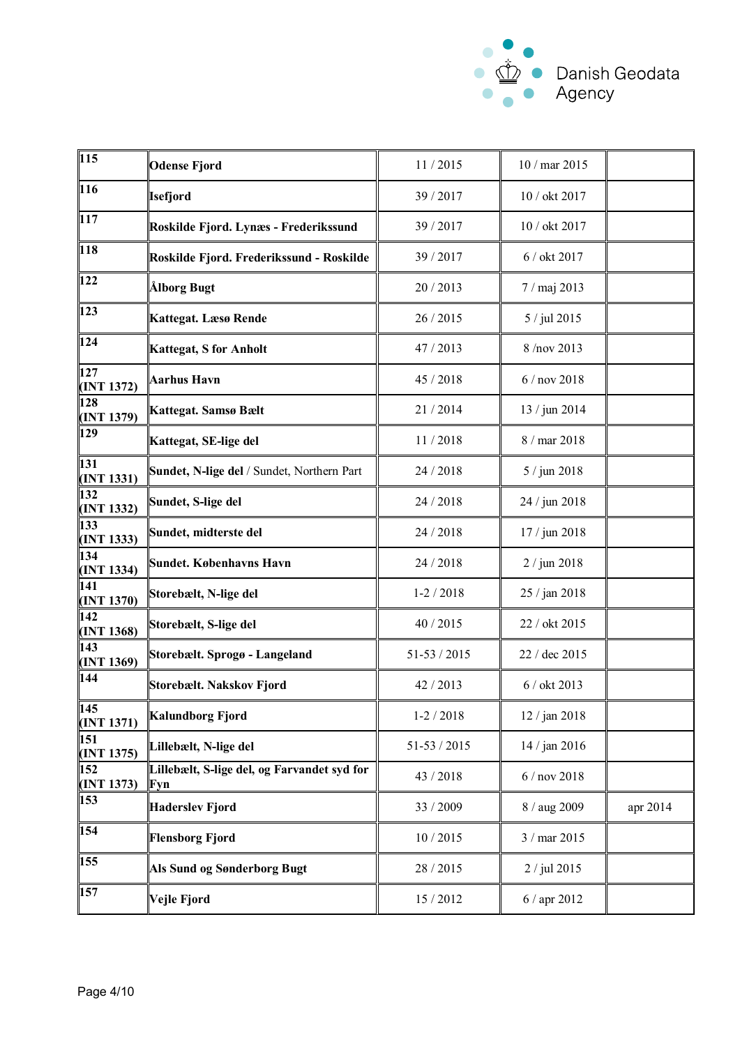| | | | | |
|---|---|---|---|---|
| 115 | **Odense Fjord** | 11 / 2015 | 10 / mar 2015 | |
| 116 | **Isefjord** | 39 / 2017 | 10 / okt 2017 | |
| 117 | **Roskilde Fjord. Lynæs - Frederikssund** | 39 / 2017 | 10 / okt 2017 | |
| 118 | **Roskilde Fjord. Frederikssund - Roskilde** | 39 / 2017 | 6 / okt 2017 | |
| 122 | **Ålborg Bugt** | 20 / 2013 | 7 / maj 2013 | |
| 123 | **Kattegat. Læsø Rende** | 26 / 2015 | 5 / jul 2015 | |
| 124 | **Kattegat, S for Anholt** | 47 / 2013 | 8 /nov 2013 | |
| 127 (INT 1372) | **Aarhus Havn** | 45 / 2018 | 6 / nov 2018 | |
| 128 (INT 1379) | **Kattegat. Samsø Bælt** | 21 / 2014 | 13 / jun 2014 | |
| 129 | **Kattegat, SE-lige del** | 11 / 2018 | 8 / mar 2018 | |
| 131 (INT 1331) | **Sundet, N-lige del** / Sundet, Northern Part | 24 / 2018 | 5 / jun 2018 | |
| 132 (INT 1332) | **Sundet, S-lige del** | 24 / 2018 | 24 / jun 2018 | |
| 133 (INT 1333) | **Sundet, midterste del** | 24 / 2018 | 17 / jun 2018 | |
| 134 (INT 1334) | **Sundet. Københavns Havn** | 24 / 2018 | 2 / jun 2018 | |
| 141 (INT 1370) | **Storebælt, N-lige del** | 1-2 / 2018 | 25 / jan 2018 | |
| 142 (INT 1368) | **Storebælt, S-lige del** | 40 / 2015 | 22 / okt 2015 | |
| 143 (INT 1369) | **Storebælt. Sprogø - Langeland** | 51-53 / 2015 | 22 / dec 2015 | |
| 144 | **Storebælt. Nakskov Fjord** | 42 / 2013 | 6 / okt 2013 | |
| 145 (INT 1371) | **Kalundborg Fjord** | 1-2 / 2018 | 12 / jan 2018 | |
| 151 (INT 1375) | **Lillebælt, N-lige del** | 51-53 / 2015 | 14 / jan 2016 | |
| 152 (INT 1373) | **Lillebælt, S-lige del, og Farvandet syd for Fyn** | 43 / 2018 | 6 / nov 2018 | |
| 153 | **Haderslev Fjord** | 33 / 2009 | 8 / aug 2009 | apr 2014 |
| 154 | **Flensborg Fjord** | 10 / 2015 | 3 / mar 2015 | |
| 155 | **Als Sund og Sønderborg Bugt** | 28 / 2015 | 2 / jul 2015 | |
| 157 | **Vejle Fjord** | 15 / 2012 | 6 / apr 2012 | |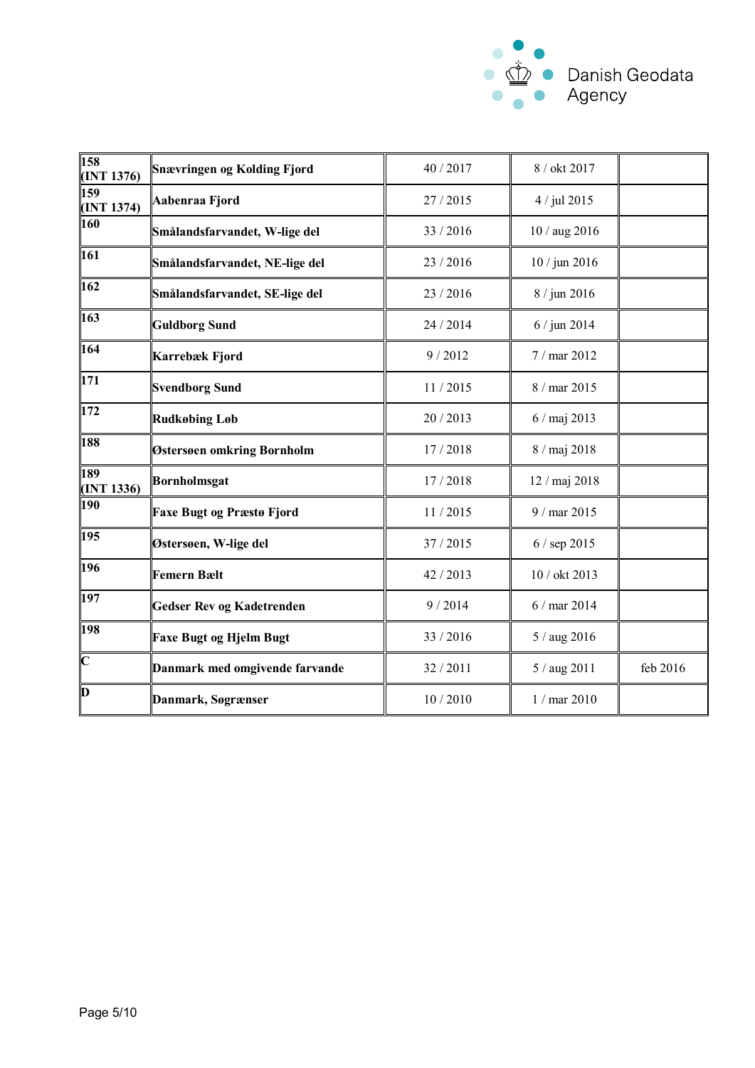| | | | | |
|---|---|---|---|---|
| **158 (INT 1376)** | **Snævringen og Kolding Fjord** | 40 / 2017 | 8 / okt 2017 | |
| **159 (INT 1374)** | **Aabenraa Fjord** | 27 / 2015 | 4 / jul 2015 | |
| **160** | **Smålandsfarvandet, W-lige del** | 33 / 2016 | 10 / aug 2016 | |
| **161** | **Smålandsfarvandet, NE-lige del** | 23 / 2016 | 10 / jun 2016 | |
| **162** | **Smålandsfarvandet, SE-lige del** | 23 / 2016 | 8 / jun 2016 | |
| **163** | **Guldborg Sund** | 24 / 2014 | 6 / jun 2014 | |
| **164** | **Karrebæk Fjord** | 9 / 2012 | 7 / mar 2012 | |
| **171** | **Svendborg Sund** | 11 / 2015 | 8 / mar 2015 | |
| **172** | **Rudkøbing Løb** | 20 / 2013 | 6 / maj 2013 | |
| **188** | **Østersøen omkring Bornholm** | 17 / 2018 | 8 / maj 2018 | |
| **189 (INT 1336)** | **Bornholmsgat** | 17 / 2018 | 12 / maj 2018 | |
| **190** | **Faxe Bugt og Præstø Fjord** | 11 / 2015 | 9 / mar 2015 | |
| **195** | **Østersøen, W-lige del** | 37 / 2015 | 6 / sep 2015 | |
| **196** | **Femern Bælt** | 42 / 2013 | 10 / okt 2013 | |
| **197** | **Gedser Rev og Kadetrenden** | 9 / 2014 | 6 / mar 2014 | |
| **198** | **Faxe Bugt og Hjelm Bugt** | 33 / 2016 | 5 / aug 2016 | |
| **C** | **Danmark med omgivende farvande** | 32 / 2011 | 5 / aug 2011 | feb 2016 |
| **D** | **Danmark, Søgrænser** | 10 / 2010 | 1 / mar 2010 | |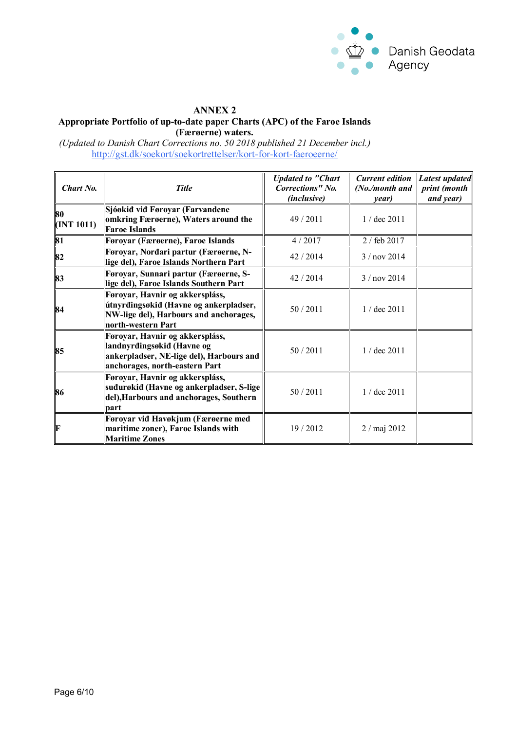**ANNEX 2**

**Appropriate Portfolio of up-to-date paper Charts (APC) of the Faroe Islands (Færøerne) waters.**

*(Updated to Danish Chart Corrections no. 50 2018 published 21 December incl.)*

http://gst.dk/soekort/soekortrettelser/kort-for-kort-faeroeerne/

| *Chart No.* | *Title* | *Updated to "Chart Corrections" No. (inclusive)* | *Current edition (No./month and year)* | *Latest updated print (month and year)* |
|---|---|---|---|---|
| **80 (INT 1011)** | **Sjóøkið við Føroyar (Farvandene omkring Færøerne), Waters around the Faroe Islands** | 49 / 2011 | 1 / dec 2011 | |
| **81** | **Føroyar (Færøerne), Faroe Islands** | 4 / 2017 | 2 / feb 2017 | |
| **82** | **Føroyar, Norðari partur (Færøerne, N-lige del), Faroe Islands Northern Part** | 42 / 2014 | 3 / nov 2014 | |
| **83** | **Føroyar, Sunnari partur (Færøerne, S-lige del), Faroe Islands Southern Part** | 42 / 2014 | 3 / nov 2014 | |
| **84** | **Føroyar, Havnir og akkerspláss, útnyrðingsøkid (Havne og ankerpladser, NW-lige del), Harbours and anchorages, north-western Part** | 50 / 2011 | 1 / dec 2011 | |
| **85** | **Føroyar, Havnir og akkerspláss, landnyrðingsøkid (Havne og ankerpladser, NE-lige del), Harbours and anchorages, north-eastern Part** | 50 / 2011 | 1 / dec 2011 | |
| **86** | **Føroyar, Havnir og akkerspláss, suðurøkid (Havne og ankerpladser, S-lige del),Harbours and anchorages, Southern part** | 50 / 2011 | 1 / dec 2011 | |
| **F** | **Føroyar við Havøkjum (Færøerne med maritime zoner), Faroe Islands with Maritime Zones** | 19 / 2012 | 2 / maj 2012 | |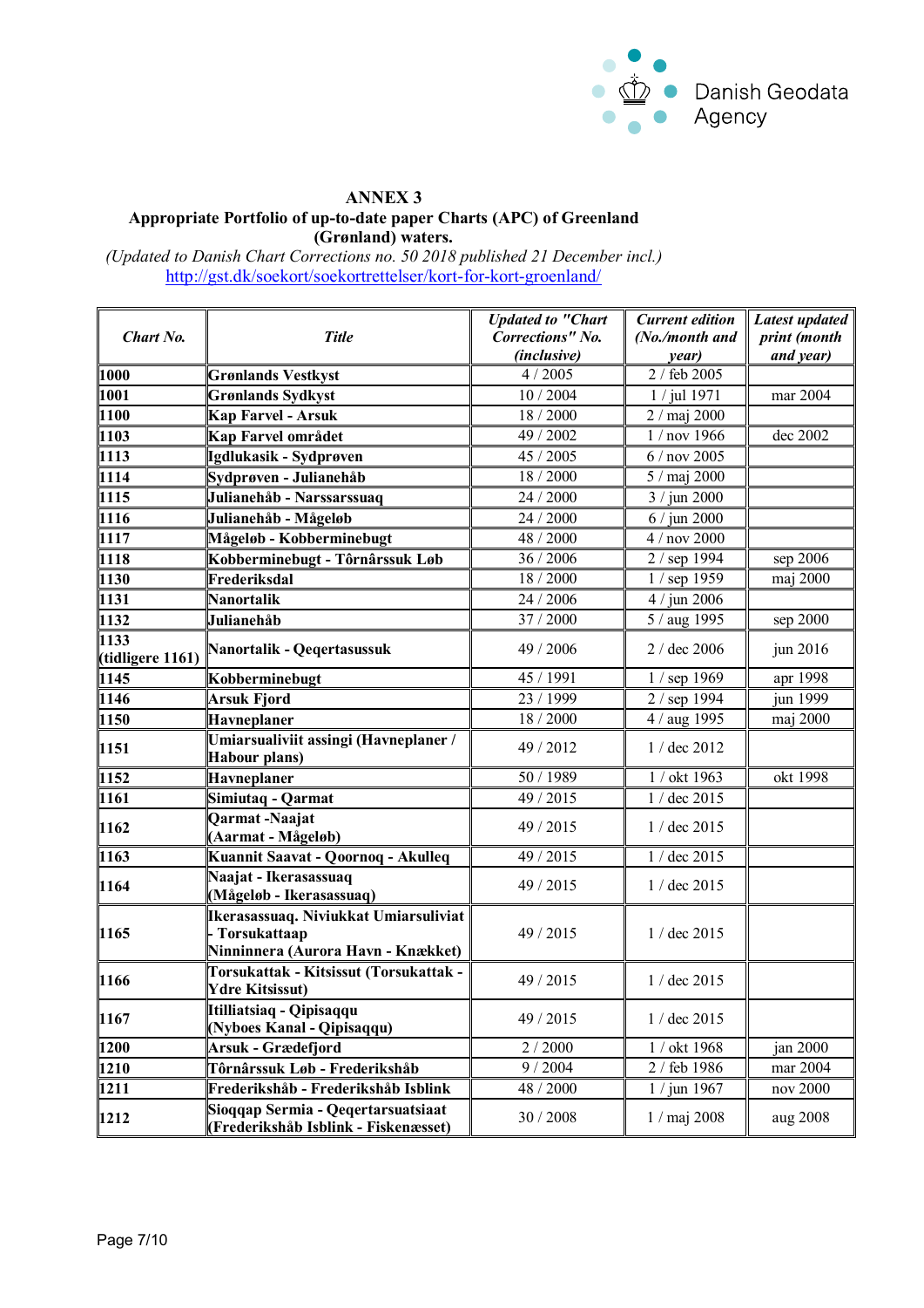Danish Geodata Agency

**ANNEX 3**

**Appropriate Portfolio of up-to-date paper Charts (APC) of Greenland (Grønland) waters.**

*(Updated to Danish Chart Corrections no. 50 2018 published 21 December incl.)*

http://gst.dk/soekort/soekortrettelser/kort-for-kort-groenland/

| *Chart No.* | *Title* | *Updated to "Chart Corrections" No. (inclusive)* | *Current edition (No./month and year)* | *Latest updated print (month and year)* |
|---|---|---|---|---|
| **1000** | **Grønlands Vestkyst** | 4 / 2005 | 2 / feb 2005 | |
| **1001** | **Grønlands Sydkyst** | 10 / 2004 | 1 / jul 1971 | mar 2004 |
| **1100** | **Kap Farvel - Arsuk** | 18 / 2000 | 2 / maj 2000 | |
| **1103** | **Kap Farvel området** | 49 / 2002 | 1 / nov 1966 | dec 2002 |
| **1113** | **Igdlukasik - Sydprøven** | 45 / 2005 | 6 / nov 2005 | |
| **1114** | **Sydprøven - Julianehåb** | 18 / 2000 | 5 / maj 2000 | |
| **1115** | **Julianehåb - Narssarssuaq** | 24 / 2000 | 3 / jun 2000 | |
| **1116** | **Julianehåb - Mågeløb** | 24 / 2000 | 6 / jun 2000 | |
| **1117** | **Mågeløb - Kobberminebugt** | 48 / 2000 | 4 / nov 2000 | |
| **1118** | **Kobberminebugt - Tôrnârssuk Løb** | 36 / 2006 | 2 / sep 1994 | sep 2006 |
| **1130** | **Frederiksdal** | 18 / 2000 | 1 / sep 1959 | maj 2000 |
| **1131** | **Nanortalik** | 24 / 2006 | 4 / jun 2006 | |
| **1132** | **Julianehåb** | 37 / 2000 | 5 / aug 1995 | sep 2000 |
| **1133 (tidligere 1161)** | **Nanortalik - Qeqertasussuk** | 49 / 2006 | 2 / dec 2006 | jun 2016 |
| **1145** | **Kobberminebugt** | 45 / 1991 | 1 / sep 1969 | apr 1998 |
| **1146** | **Arsuk Fjord** | 23 / 1999 | 2 / sep 1994 | jun 1999 |
| **1150** | **Havneplaner** | 18 / 2000 | 4 / aug 1995 | maj 2000 |
| **1151** | **Umiarsualiviit assingi (Havneplaner / Habour plans)** | 49 / 2012 | 1 / dec 2012 | |
| **1152** | **Havneplaner** | 50 / 1989 | 1 / okt 1963 | okt 1998 |
| **1161** | **Simiutaq - Qarmat** | 49 / 2015 | 1 / dec 2015 | |
| **1162** | **Qarmat -Naajat (Aarmat - Mågeløb)** | 49 / 2015 | 1 / dec 2015 | |
| **1163** | **Kuannit Saavat - Qoornoq - Akulleq** | 49 / 2015 | 1 / dec 2015 | |
| **1164** | **Naajat - Ikerasassuaq (Mågeløb - Ikerasassuaq)** | 49 / 2015 | 1 / dec 2015 | |
| **1165** | **Ikerasassuaq. Niviukkat Umiarsuliviat - Torsukattaap Ninninnera (Aurora Havn - Knækket)** | 49 / 2015 | 1 / dec 2015 | |
| **1166** | **Torsukattak - Kitsissut (Torsukattak - Ydre Kitsissut)** | 49 / 2015 | 1 / dec 2015 | |
| **1167** | **Itilliatsiaq - Qipisaqqu (Nyboes Kanal - Qipisaqqu)** | 49 / 2015 | 1 / dec 2015 | |
| **1200** | **Arsuk - Grædefjord** | 2 / 2000 | 1 / okt 1968 | jan 2000 |
| **1210** | **Tôrnârssuk Løb - Frederikshåb** | 9 / 2004 | 2 / feb 1986 | mar 2004 |
| **1211** | **Frederikshåb - Frederikshåb Isblink** | 48 / 2000 | 1 / jun 1967 | nov 2000 |
| **1212** | **Sioqqap Sermia - Qeqertarsuatsiaat (Frederikshåb Isblink - Fiskenæsset)** | 30 / 2008 | 1 / maj 2008 | aug 2008 |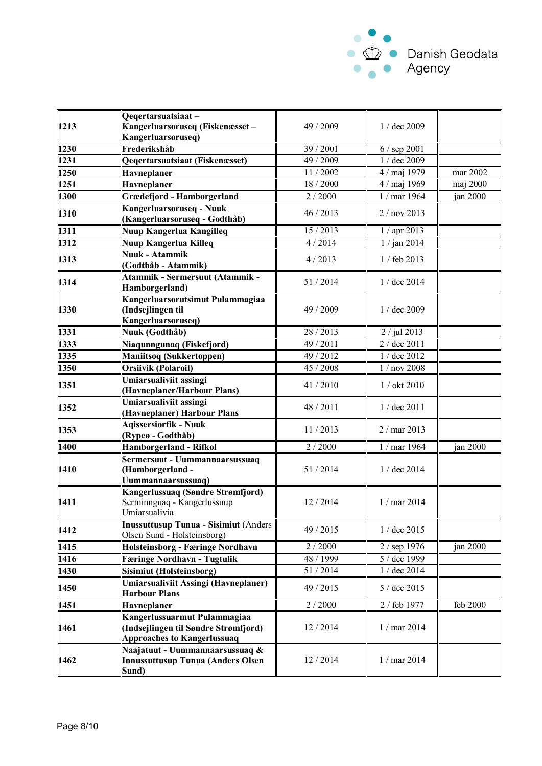| | | | | |
|---|---|---|---|---|
| 1213 | **Qeqertarsuatsiaat – Kangerluarsoruseq (Fiskenæsset – Kangerluarsoruseq)** | 49 / 2009 | 1 / dec 2009 | |
| 1230 | **Frederikshåb** | 39 / 2001 | 6 / sep 2001 | |
| 1231 | **Qeqertarsuatsiaat (Fiskenæsset)** | 49 / 2009 | 1 / dec 2009 | |
| 1250 | **Havneplaner** | 11 / 2002 | 4 / maj 1979 | mar 2002 |
| 1251 | **Havneplaner** | 18 / 2000 | 4 / maj 1969 | maj 2000 |
| 1300 | **Grædefjord - Hamborgerland** | 2 / 2000 | 1 / mar 1964 | jan 2000 |
| 1310 | **Kangerluarsoruseq - Nuuk (Kangerluarsoruseq - Godthåb)** | 46 / 2013 | 2 / nov 2013 | |
| 1311 | **Nuup Kangerlua Kangilleq** | 15 / 2013 | 1 / apr 2013 | |
| 1312 | **Nuup Kangerlua Killeq** | 4 / 2014 | 1 / jan 2014 | |
| 1313 | **Nuuk - Atammik (Godthåb - Atammik)** | 4 / 2013 | 1 / feb 2013 | |
| 1314 | **Atammik - Sermersuut (Atammik - Hamborgerland)** | 51 / 2014 | 1 / dec 2014 | |
| 1330 | **Kangerluarsorutsimut Pulammagiaa (Indsejlingen til Kangerluarsoruseq)** | 49 / 2009 | 1 / dec 2009 | |
| 1331 | **Nuuk (Godthåb)** | 28 / 2013 | 2 / jul 2013 | |
| 1333 | **Niaqunngunaq (Fiskefjord)** | 49 / 2011 | 2 / dec 2011 | |
| 1335 | **Maniitsoq (Sukkertoppen)** | 49 / 2012 | 1 / dec 2012 | |
| 1350 | **Orsiivik (Polaroil)** | 45 / 2008 | 1 / nov 2008 | |
| 1351 | **Umiarsualiviit assingi (Havneplaner/Harbour Plans)** | 41 / 2010 | 1 / okt 2010 | |
| 1352 | **Umiarsualiviit assingi (Havneplaner) Harbour Plans** | 48 / 2011 | 1 / dec 2011 | |
| 1353 | **Aqissersiorfik - Nuuk (Rypeø - Godthåb)** | 11 / 2013 | 2 / mar 2013 | |
| 1400 | **Hamborgerland - Rifkol** | 2 / 2000 | 1 / mar 1964 | jan 2000 |
| 1410 | **Sermersuut - Uummannaarsussuaq (Hamborgerland - Uummannaarsussuaq)** | 51 / 2014 | 1 / dec 2014 | |
| 1411 | **Kangerlussuaq (Søndre Strømfjord)** Serminnguaq - Kangerlussuup Umiarsualivia | 12 / 2014 | 1 / mar 2014 | |
| 1412 | **Inussuttusup Tunua - Sisimiut** (Anders Olsen Sund - Holsteinsborg) | 49 / 2015 | 1 / dec 2015 | |
| 1415 | **Holsteinsborg - Færinge Nordhavn** | 2 / 2000 | 2 / sep 1976 | jan 2000 |
| 1416 | **Færinge Nordhavn - Tugtulik** | 48 / 1999 | 5 / dec 1999 | |
| 1430 | **Sisimiut (Holsteinsborg)** | 51 / 2014 | 1 / dec 2014 | |
| 1450 | **Umiarsualiviit Assingi (Havneplaner) Harbour Plans** | 49 / 2015 | 5 / dec 2015 | |
| 1451 | **Havneplaner** | 2 / 2000 | 2 / feb 1977 | feb 2000 |
| 1461 | **Kangerlussuarmut Pulammagiaa (Indsejlingen til Søndre Strømfjord) Approaches to Kangerlussuaq** | 12 / 2014 | 1 / mar 2014 | |
| 1462 | **Naajatuut - Uummannaarsussuaq & Innussuttusup Tunua (Anders Olsen Sund)** | 12 / 2014 | 1 / mar 2014 | |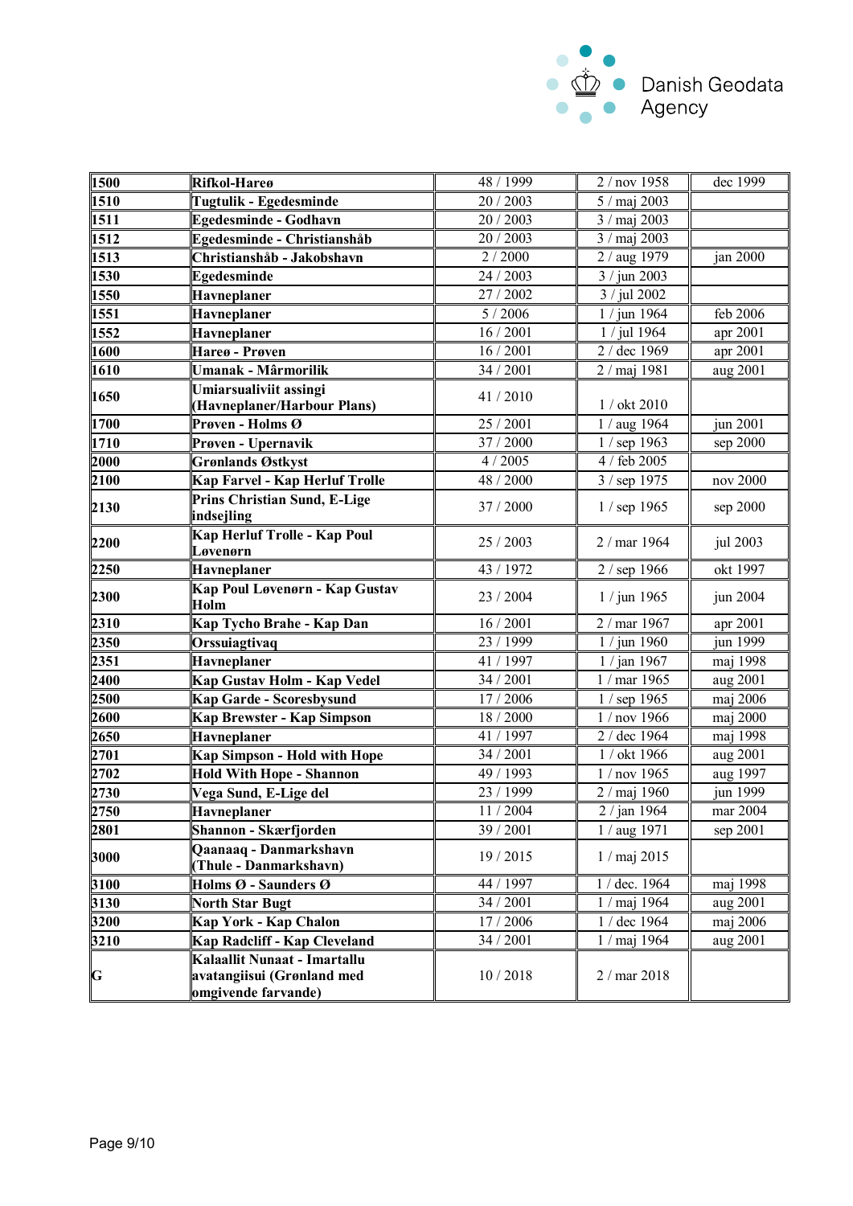| | | | | |
|---|---|---|---|---|
| **1500** | **Rifkol-Hareø** | 48 / 1999 | 2 / nov 1958 | dec 1999 |
| **1510** | **Tugtulik - Egedesminde** | 20 / 2003 | 5 / maj 2003 | |
| **1511** | **Egedesminde - Godhavn** | 20 / 2003 | 3 / maj 2003 | |
| **1512** | **Egedesminde - Christianshåb** | 20 / 2003 | 3 / maj 2003 | |
| **1513** | **Christianshåb - Jakobshavn** | 2 / 2000 | 2 / aug 1979 | jan 2000 |
| **1530** | **Egedesminde** | 24 / 2003 | 3 / jun 2003 | |
| **1550** | **Havneplaner** | 27 / 2002 | 3 / jul 2002 | |
| **1551** | **Havneplaner** | 5 / 2006 | 1 / jun 1964 | feb 2006 |
| **1552** | **Havneplaner** | 16 / 2001 | 1 / jul 1964 | apr 2001 |
| **1600** | **Hareø - Prøven** | 16 / 2001 | 2 / dec 1969 | apr 2001 |
| **1610** | **Umanak - Mârmorilik** | 34 / 2001 | 2 / maj 1981 | aug 2001 |
| **1650** | **Umiarsualiviit assingi (Havneplaner/Harbour Plans)** | 41 / 2010 | 1 / okt 2010 | |
| **1700** | **Prøven - Holms Ø** | 25 / 2001 | 1 / aug 1964 | jun 2001 |
| **1710** | **Prøven - Upernavik** | 37 / 2000 | 1 / sep 1963 | sep 2000 |
| **2000** | **Grønlands Østkyst** | 4 / 2005 | 4 / feb 2005 | |
| **2100** | **Kap Farvel - Kap Herluf Trolle** | 48 / 2000 | 3 / sep 1975 | nov 2000 |
| **2130** | **Prins Christian Sund, E-Lige indsejling** | 37 / 2000 | 1 / sep 1965 | sep 2000 |
| **2200** | **Kap Herluf Trolle - Kap Poul Løvenørn** | 25 / 2003 | 2 / mar 1964 | jul 2003 |
| **2250** | **Havneplaner** | 43 / 1972 | 2 / sep 1966 | okt 1997 |
| **2300** | **Kap Poul Løvenørn - Kap Gustav Holm** | 23 / 2004 | 1 / jun 1965 | jun 2004 |
| **2310** | **Kap Tycho Brahe - Kap Dan** | 16 / 2001 | 2 / mar 1967 | apr 2001 |
| **2350** | **Orssuiagtivaq** | 23 / 1999 | 1 / jun 1960 | jun 1999 |
| **2351** | **Havneplaner** | 41 / 1997 | 1 / jan 1967 | maj 1998 |
| **2400** | **Kap Gustav Holm - Kap Vedel** | 34 / 2001 | 1 / mar 1965 | aug 2001 |
| **2500** | **Kap Garde - Scoresbysund** | 17 / 2006 | 1 / sep 1965 | maj 2006 |
| **2600** | **Kap Brewster - Kap Simpson** | 18 / 2000 | 1 / nov 1966 | maj 2000 |
| **2650** | **Havneplaner** | 41 / 1997 | 2 / dec 1964 | maj 1998 |
| **2701** | **Kap Simpson - Hold with Hope** | 34 / 2001 | 1 / okt 1966 | aug 2001 |
| **2702** | **Hold With Hope - Shannon** | 49 / 1993 | 1 / nov 1965 | aug 1997 |
| **2730** | **Vega Sund, E-Lige del** | 23 / 1999 | 2 / maj 1960 | jun 1999 |
| **2750** | **Havneplaner** | 11 / 2004 | 2 / jan 1964 | mar 2004 |
| **2801** | **Shannon - Skærfjorden** | 39 / 2001 | 1 / aug 1971 | sep 2001 |
| **3000** | **Qaanaaq - Danmarkshavn (Thule - Danmarkshavn)** | 19 / 2015 | 1 / maj 2015 | |
| **3100** | **Holms Ø - Saunders Ø** | 44 / 1997 | 1 / dec. 1964 | maj 1998 |
| **3130** | **North Star Bugt** | 34 / 2001 | 1 / maj 1964 | aug 2001 |
| **3200** | **Kap York - Kap Chalon** | 17 / 2006 | 1 / dec 1964 | maj 2006 |
| **3210** | **Kap Radcliff - Kap Cleveland** | 34 / 2001 | 1 / maj 1964 | aug 2001 |
| **G** | **Kalaallit Nunaat - Imartallu avatangiisui (Grønland med omgivende farvande)** | 10 / 2018 | 2 / mar 2018 | |